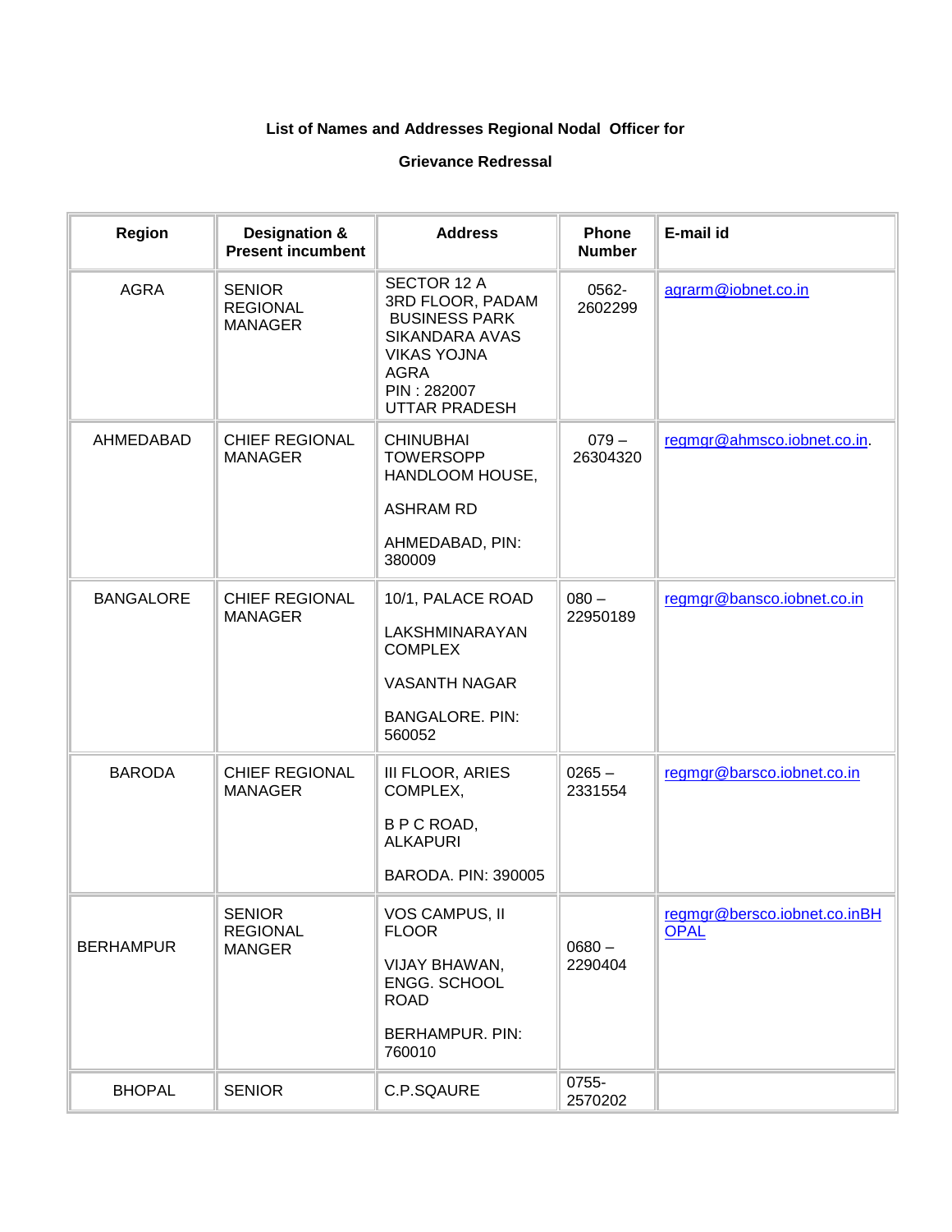**List of Names and Addresses Regional Nodal Officer for**

**Grievance Redressal**

| Region | Designation & Present incumbent | Address | Phone Number | E-mail id |
|---|---|---|---|---|
| AGRA | SENIOR REGIONAL MANAGER | SECTOR 12 A 3RD FLOOR, PADAM BUSINESS PARK SIKANDARA AVAS VIKAS YOJNA AGRA PIN : 282007 UTTAR PRADESH | 0562-2602299 | agrarm@iobnet.co.in |
| AHMEDABAD | CHIEF REGIONAL MANAGER | CHINUBHAI TOWERSOPP HANDLOOM HOUSE, ASHRAM RD AHMEDABAD, PIN: 380009 | 079 – 26304320 | regmgr@ahmsco.iobnet.co.in. |
| BANGALORE | CHIEF REGIONAL MANAGER | 10/1, PALACE ROAD LAKSHMINARAYAN COMPLEX VASANTH NAGAR BANGALORE. PIN: 560052 | 080 – 22950189 | regmgr@bansco.iobnet.co.in |
| BARODA | CHIEF REGIONAL MANAGER | III FLOOR, ARIES COMPLEX, B P C ROAD, ALKAPURI BARODA. PIN: 390005 | 0265 – 2331554 | regmgr@barsco.iobnet.co.in |
| BERHAMPUR | SENIOR REGIONAL MANGER | VOS CAMPUS, II FLOOR VIJAY BHAWAN, ENGG. SCHOOL ROAD BERHAMPUR. PIN: 760010 | 0680 – 2290404 | regmgr@bersco.iobnet.co.inBHOPAL |
| BHOPAL | SENIOR | C.P.SQAURE | 0755-2570202 | |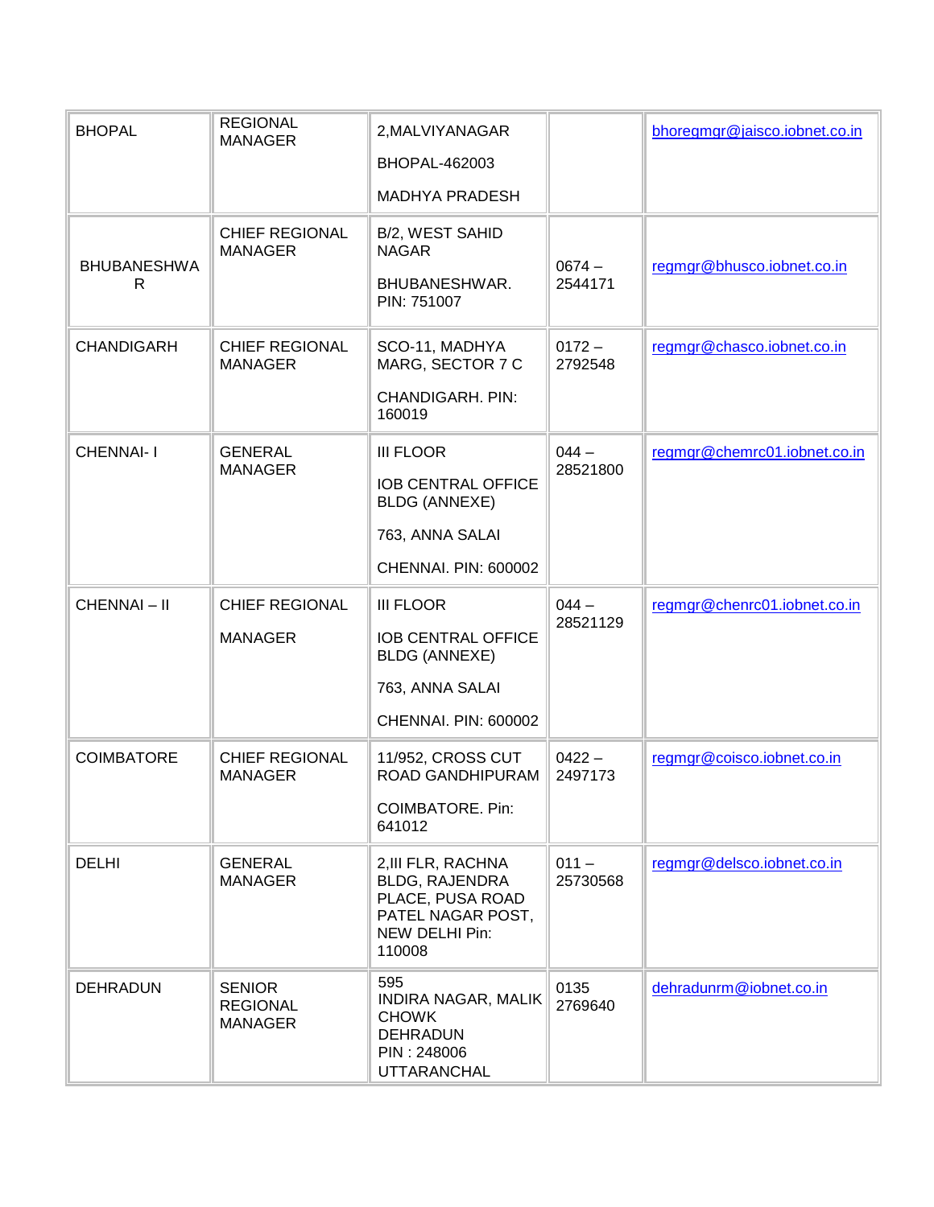| BHOPAL | REGIONAL MANAGER | 2,MALVIYANAGAR<br><br>BHOPAL-462003<br><br>MADHYA PRADESH | | bhoregmgr@jaisco.iobnet.co.in |
|---|---|---|---|---|
| BHUBANESHWAR | CHIEF REGIONAL MANAGER | B/2, WEST SAHID NAGAR<br><br>BHUBANESHWAR. PIN: 751007 | 0674 – 2544171 | regmgr@bhusco.iobnet.co.in |
| CHANDIGARH | CHIEF REGIONAL MANAGER | SCO-11, MADHYA MARG, SECTOR 7 C<br><br>CHANDIGARH. PIN: 160019 | 0172 – 2792548 | regmgr@chasco.iobnet.co.in |
| CHENNAI- I | GENERAL MANAGER | III FLOOR<br><br>IOB CENTRAL OFFICE BLDG (ANNEXE)<br><br>763, ANNA SALAI<br><br>CHENNAI. PIN: 600002 | 044 – 28521800 | regmgr@chemrc01.iobnet.co.in |
| CHENNAI – II | CHIEF REGIONAL<br><br>MANAGER | III FLOOR<br><br>IOB CENTRAL OFFICE BLDG (ANNEXE)<br><br>763, ANNA SALAI<br><br>CHENNAI. PIN: 600002 | 044 – 28521129 | regmgr@chenrc01.iobnet.co.in |
| COIMBATORE | CHIEF REGIONAL MANAGER | 11/952, CROSS CUT ROAD GANDHIPURAM<br><br>COIMBATORE. Pin: 641012 | 0422 – 2497173 | regmgr@coisco.iobnet.co.in |
| DELHI | GENERAL MANAGER | 2,III FLR, RACHNA BLDG, RAJENDRA PLACE, PUSA ROAD PATEL NAGAR POST, NEW DELHI Pin: 110008 | 011 – 25730568 | regmgr@delsco.iobnet.co.in |
| DEHRADUN | SENIOR REGIONAL MANAGER | 595<br>INDIRA NAGAR, MALIK CHOWK<br>DEHRADUN<br>PIN : 248006<br>UTTARANCHAL | 0135 2769640 | dehradunrm@iobnet.co.in |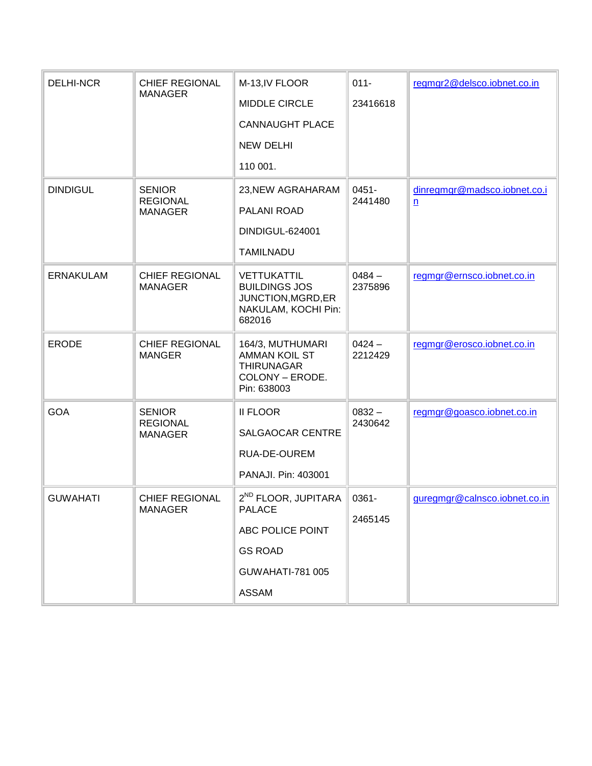| DELHI-NCR | CHIEF REGIONAL MANAGER | M-13,IV FLOOR<br><br>MIDDLE CIRCLE<br><br>CANNAUGHT PLACE<br><br>NEW DELHI<br><br>110 001. | 011-<br><br>23416618 | regmgr2@delsco.iobnet.co.in |
|---|---|---|---|---|
| DINDIGUL | SENIOR REGIONAL MANAGER | 23,NEW AGRAHARAM<br><br>PALANI ROAD<br><br>DINDIGUL-624001<br><br>TAMILNADU | 0451-2441480 | dinregmgr@madsco.iobnet.co.in |
| ERNAKULAM | CHIEF REGIONAL MANAGER | VETTUKATTIL BUILDINGS JOS JUNCTION,MGRD,ERNAKULAM, KOCHI Pin: 682016 | 0484 – 2375896 | regmgr@ernsco.iobnet.co.in |
| ERODE | CHIEF REGIONAL MANGER | 164/3, MUTHUMARI AMMAN KOIL ST THIRUNAGAR COLONY – ERODE. Pin: 638003 | 0424 – 2212429 | regmgr@erosco.iobnet.co.in |
| GOA | SENIOR REGIONAL MANAGER | II FLOOR<br><br>SALGAOCAR CENTRE<br><br>RUA-DE-OUREM<br><br>PANAJI. Pin: 403001 | 0832 – 2430642 | regmgr@goasco.iobnet.co.in |
| GUWAHATI | CHIEF REGIONAL MANAGER | 2ND FLOOR, JUPITARA PALACE<br><br>ABC POLICE POINT<br><br>GS ROAD<br><br>GUWAHATI-781 005<br><br>ASSAM | 0361-<br><br>2465145 | guregmgr@calnsco.iobnet.co.in |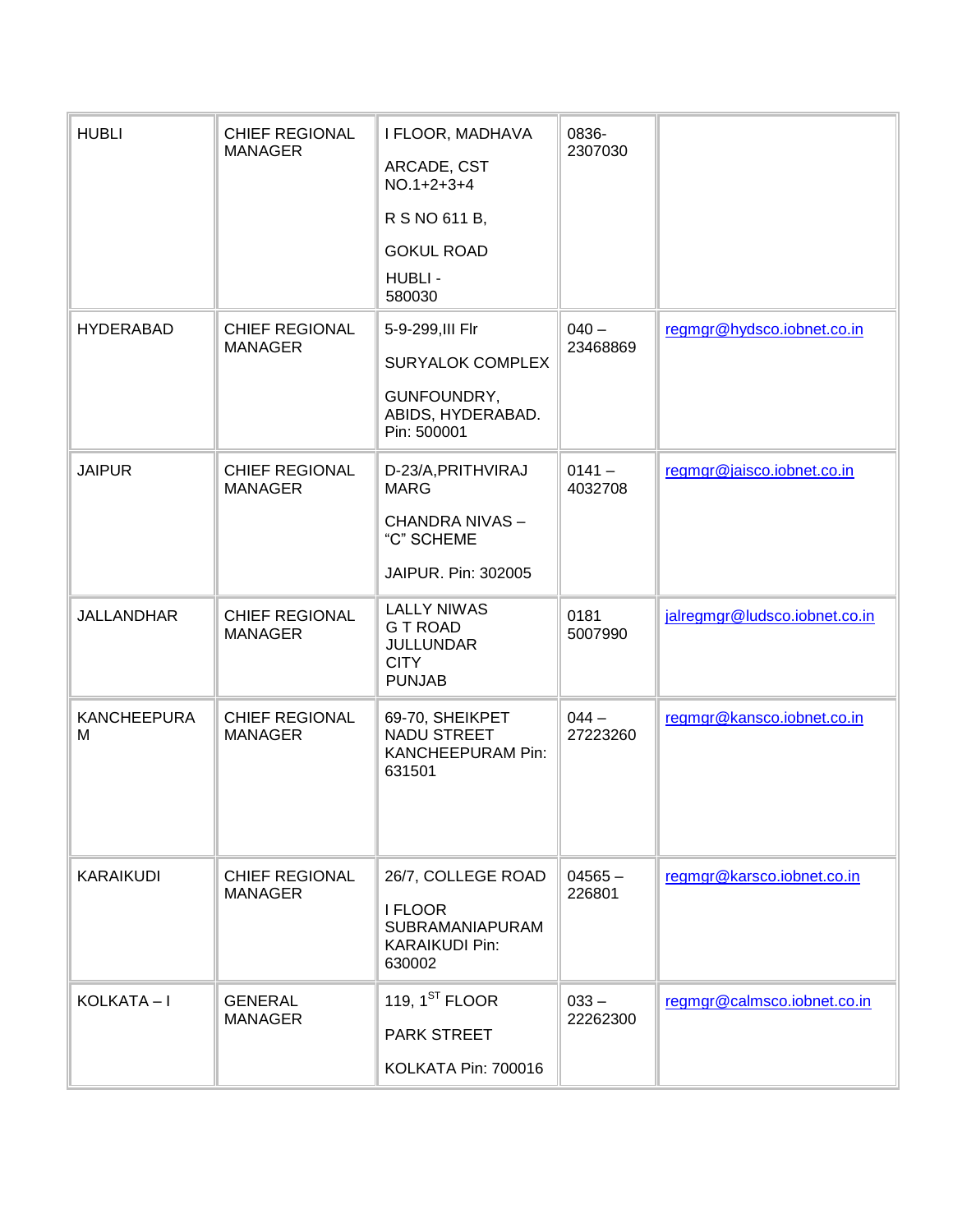| HUBLI | CHIEF REGIONAL MANAGER | I FLOOR, MADHAVA ARCADE, CST NO.1+2+3+4 R S NO 611 B, GOKUL ROAD HUBLI - 580030 | 0836-2307030 | |
|---|---|---|---|---|
| HYDERABAD | CHIEF REGIONAL MANAGER | 5-9-299,III Flr SURYALOK COMPLEX GUNFOUNDRY, ABIDS, HYDERABAD. Pin: 500001 | 040 – 23468869 | regmgr@hydsco.iobnet.co.in |
| JAIPUR | CHIEF REGIONAL MANAGER | D-23/A,PRITHVIRAJ MARG CHANDRA NIVAS – "C" SCHEME JAIPUR. Pin: 302005 | 0141 – 4032708 | regmgr@jaisco.iobnet.co.in |
| JALLANDHAR | CHIEF REGIONAL MANAGER | LALLY NIWAS G T ROAD JULLUNDAR CITY PUNJAB | 0181 5007990 | jalregmgr@ludsco.iobnet.co.in |
| KANCHEEPURAM | CHIEF REGIONAL MANAGER | 69-70, SHEIKPET NADU STREET KANCHEEPURAM Pin: 631501 | 044 – 27223260 | regmgr@kansco.iobnet.co.in |
| KARAIKUDI | CHIEF REGIONAL MANAGER | 26/7, COLLEGE ROAD I FLOOR SUBRAMANIAPURAM KARAIKUDI Pin: 630002 | 04565 – 226801 | regmgr@karsco.iobnet.co.in |
| KOLKATA – I | GENERAL MANAGER | 119, 1ST FLOOR PARK STREET KOLKATA Pin: 700016 | 033 – 22262300 | regmgr@calmsco.iobnet.co.in |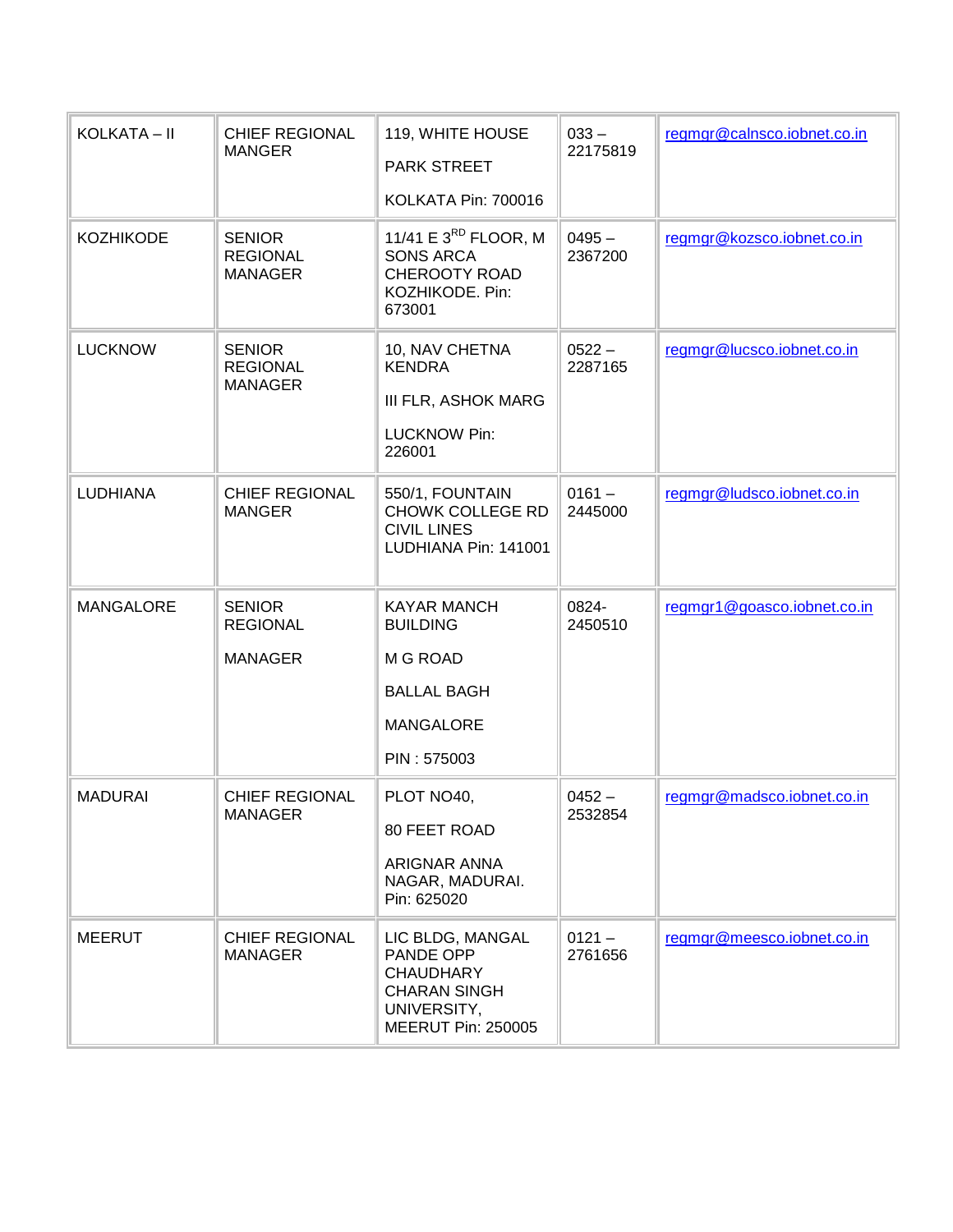| KOLKATA – II | CHIEF REGIONAL MANGER | 119, WHITE HOUSE<br>PARK STREET<br>KOLKATA Pin: 700016 | 033 – 22175819 | regmgr@calnsco.iobnet.co.in |
|---|---|---|---|---|
| KOZHIKODE | SENIOR REGIONAL MANAGER | 11/41 E 3RD FLOOR, M SONS ARCA CHEROOTY ROAD KOZHIKODE. Pin: 673001 | 0495 – 2367200 | regmgr@kozsco.iobnet.co.in |
| LUCKNOW | SENIOR REGIONAL MANAGER | 10, NAV CHETNA KENDRA<br>III FLR, ASHOK MARG<br>LUCKNOW Pin: 226001 | 0522 – 2287165 | regmgr@lucsco.iobnet.co.in |
| LUDHIANA | CHIEF REGIONAL MANGER | 550/1, FOUNTAIN CHOWK COLLEGE RD CIVIL LINES LUDHIANA Pin: 141001 | 0161 – 2445000 | regmgr@ludsco.iobnet.co.in |
| MANGALORE | SENIOR REGIONAL<br>MANAGER | KAYAR MANCH BUILDING<br>M G ROAD<br>BALLAL BAGH<br>MANGALORE<br>PIN : 575003 | 0824-2450510 | regmgr1@goasco.iobnet.co.in |
| MADURAI | CHIEF REGIONAL MANAGER | PLOT NO40,<br>80 FEET ROAD<br>ARIGNAR ANNA NAGAR, MADURAI. Pin: 625020 | 0452 – 2532854 | regmgr@madsco.iobnet.co.in |
| MEERUT | CHIEF REGIONAL MANAGER | LIC BLDG, MANGAL PANDE OPP CHAUDHARY CHARAN SINGH UNIVERSITY, MEERUT Pin: 250005 | 0121 – 2761656 | regmgr@meesco.iobnet.co.in |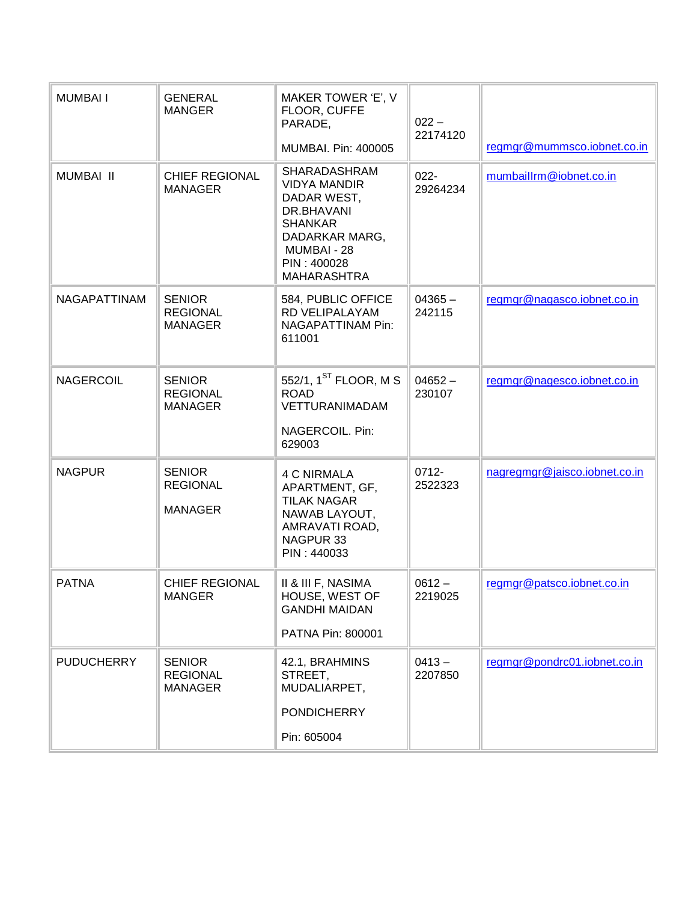| MUMBAI I | GENERAL MANGER | MAKER TOWER 'E', V FLOOR, CUFFE PARADE, MUMBAI. Pin: 400005 | 022 – 22174120 | regmgr@mummsco.iobnet.co.in |
|---|---|---|---|---|
| MUMBAI II | CHIEF REGIONAL MANAGER | SHARADASHRAM VIDYA MANDIR DADAR WEST, DR.BHAVANI SHANKAR DADARKAR MARG, MUMBAI - 28 PIN : 400028 MAHARASHTRA | 022-29264234 | mumbaiIIrm@iobnet.co.in |
| NAGAPATTINAM | SENIOR REGIONAL MANAGER | 584, PUBLIC OFFICE RD VELIPALAYAM NAGAPATTINAM Pin: 611001 | 04365 – 242115 | regmgr@nagasco.iobnet.co.in |
| NAGERCOIL | SENIOR REGIONAL MANAGER | 552/1, 1ST FLOOR, M S ROAD VETTURANIMADAM NAGERCOIL. Pin: 629003 | 04652 – 230107 | regmgr@nagesco.iobnet.co.in |
| NAGPUR | SENIOR REGIONAL MANAGER | 4 C NIRMALA APARTMENT, GF, TILAK NAGAR NAWAB LAYOUT, AMRAVATI ROAD, NAGPUR 33 PIN : 440033 | 0712-2522323 | nagregmgr@jaisco.iobnet.co.in |
| PATNA | CHIEF REGIONAL MANGER | II & III F, NASIMA HOUSE, WEST OF GANDHI MAIDAN PATNA Pin: 800001 | 0612 – 2219025 | regmgr@patsco.iobnet.co.in |
| PUDUCHERRY | SENIOR REGIONAL MANAGER | 42.1, BRAHMINS STREET, MUDALIARPET, PONDICHERRY Pin: 605004 | 0413 – 2207850 | regmgr@pondrc01.iobnet.co.in |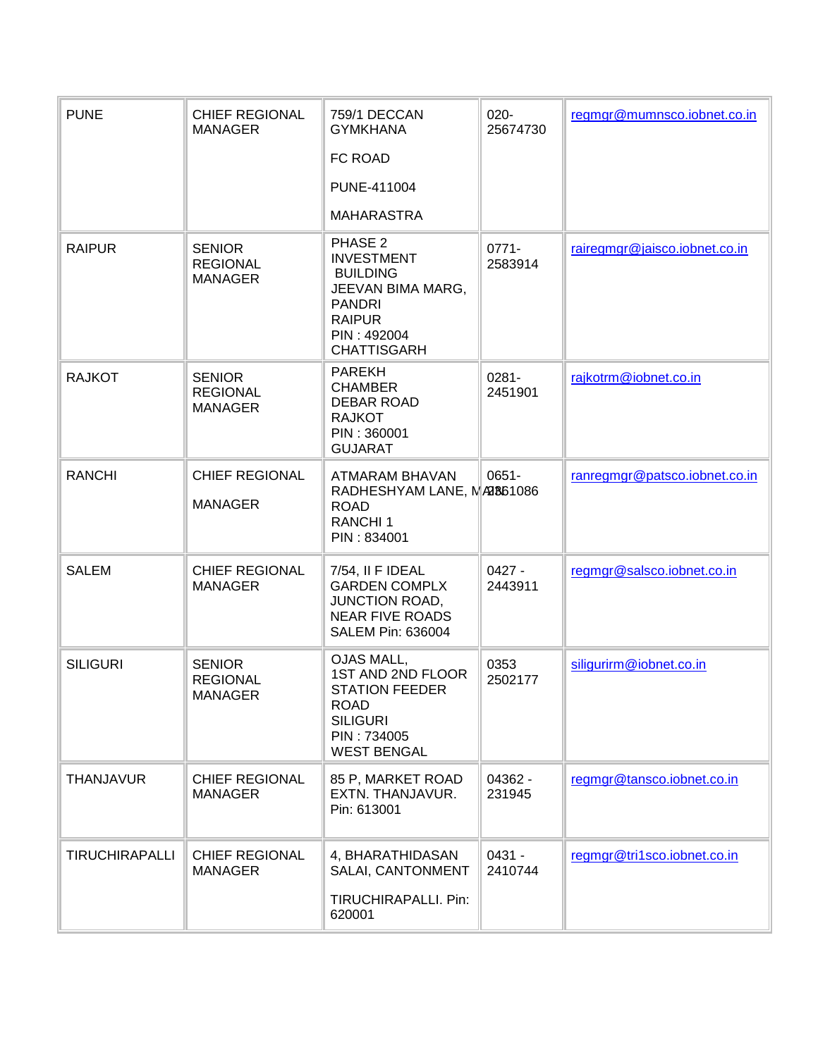| PUNE | CHIEF REGIONAL MANAGER | 759/1 DECCAN GYMKHANA<br><br>FC ROAD<br><br>PUNE-411004<br><br>MAHARASTRA | 020-25674730 | regmgr@mumnsco.iobnet.co.in |
|---|---|---|---|---|
| RAIPUR | SENIOR REGIONAL MANAGER | PHASE 2<br>INVESTMENT BUILDING<br>JEEVAN BIMA MARG, PANDRI<br>RAIPUR<br>PIN : 492004<br>CHATTISGARH | 0771-2583914 | rairegmgr@jaisco.iobnet.co.in |
| RAJKOT | SENIOR REGIONAL MANAGER | PAREKH CHAMBER<br>DEBAR ROAD<br>RAJKOT<br>PIN : 360001<br>GUJARAT | 0281-2451901 | rajkotrm@iobnet.co.in |
| RANCHI | CHIEF REGIONAL<br><br>MANAGER | ATMARAM BHAVAN<br>RADHESHYAM LANE, MAIN ROAD<br>RANCHI 1<br>PIN : 834001 | 0651-2361086 | ranregmgr@patsco.iobnet.co.in |
| SALEM | CHIEF REGIONAL MANAGER | 7/54, II F IDEAL GARDEN COMPLX JUNCTION ROAD, NEAR FIVE ROADS SALEM Pin: 636004 | 0427 - 2443911 | regmgr@salsco.iobnet.co.in |
| SILIGURI | SENIOR REGIONAL MANAGER | OJAS MALL,<br>1ST AND 2ND FLOOR<br>STATION FEEDER ROAD<br>SILIGURI<br>PIN : 734005<br>WEST BENGAL | 0353 2502177 | siligurirm@iobnet.co.in |
| THANJAVUR | CHIEF REGIONAL MANAGER | 85 P, MARKET ROAD EXTN. THANJAVUR. Pin: 613001 | 04362 - 231945 | regmgr@tansco.iobnet.co.in |
| TIRUCHIRAPALLI | CHIEF REGIONAL MANAGER | 4, BHARATHIDASAN SALAI, CANTONMENT<br><br>TIRUCHIRAPALLI. Pin: 620001 | 0431 - 2410744 | regmgr@tri1sco.iobnet.co.in |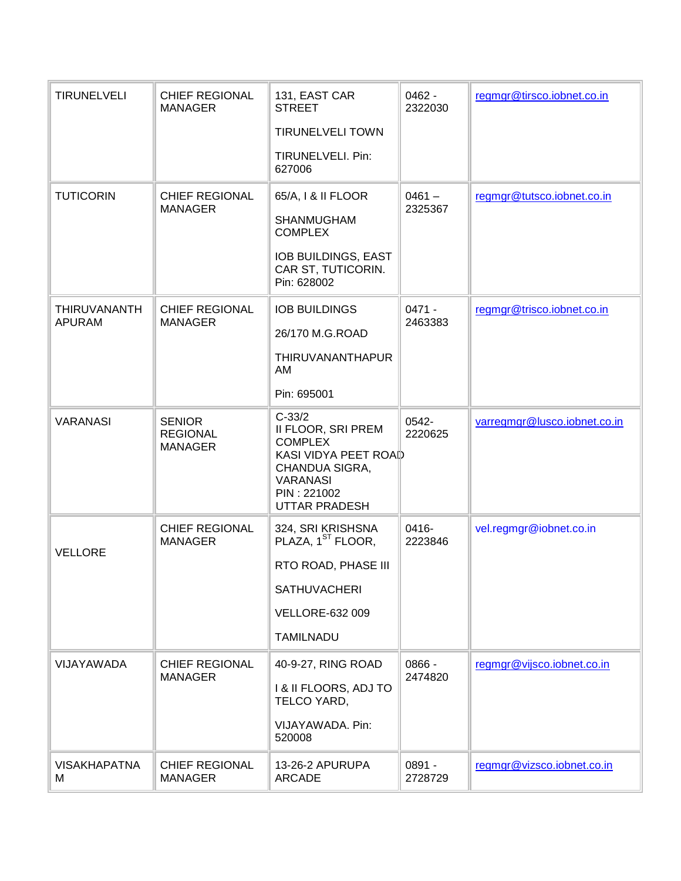| | | | | |
|---|---|---|---|---|
| TIRUNELVELI | CHIEF REGIONAL MANAGER | 131, EAST CAR STREET<br>TIRUNELVELI TOWN<br>TIRUNELVELI. Pin: 627006 | 0462 - 2322030 | regmgr@tirsco.iobnet.co.in |
| TUTICORIN | CHIEF REGIONAL MANAGER | 65/A, I & II FLOOR<br>SHANMUGHAM COMPLEX<br>IOB BUILDINGS, EAST CAR ST, TUTICORIN. Pin: 628002 | 0461 – 2325367 | regmgr@tutsco.iobnet.co.in |
| THIRUVANANTHAPURAM | CHIEF REGIONAL MANAGER | IOB BUILDINGS<br>26/170 M.G.ROAD<br>THIRUVANANTHAPURAM<br>Pin: 695001 | 0471 - 2463383 | regmgr@trisco.iobnet.co.in |
| VARANASI | SENIOR REGIONAL MANAGER | C-33/2<br>II FLOOR, SRI PREM COMPLEX<br>KASI VIDYA PEET ROAD<br>CHANDUA SIGRA, VARANASI<br>PIN : 221002<br>UTTAR PRADESH | 0542-2220625 | varregmgr@lusco.iobnet.co.in |
| VELLORE | CHIEF REGIONAL MANAGER | 324, SRI KRISHSNA PLAZA, 1ST FLOOR,<br>RTO ROAD, PHASE III<br>SATHUVACHERI<br>VELLORE-632 009<br>TAMILNADU | 0416-2223846 | vel.regmgr@iobnet.co.in |
| VIJAYAWADA | CHIEF REGIONAL MANAGER | 40-9-27, RING ROAD<br>I & II FLOORS, ADJ TO TELCO YARD,<br>VIJAYAWADA. Pin: 520008 | 0866 - 2474820 | regmgr@vijsco.iobnet.co.in |
| VISAKHAPATNAM | CHIEF REGIONAL MANAGER | 13-26-2 APURUPA ARCADE | 0891 - 2728729 | regmgr@vizsco.iobnet.co.in |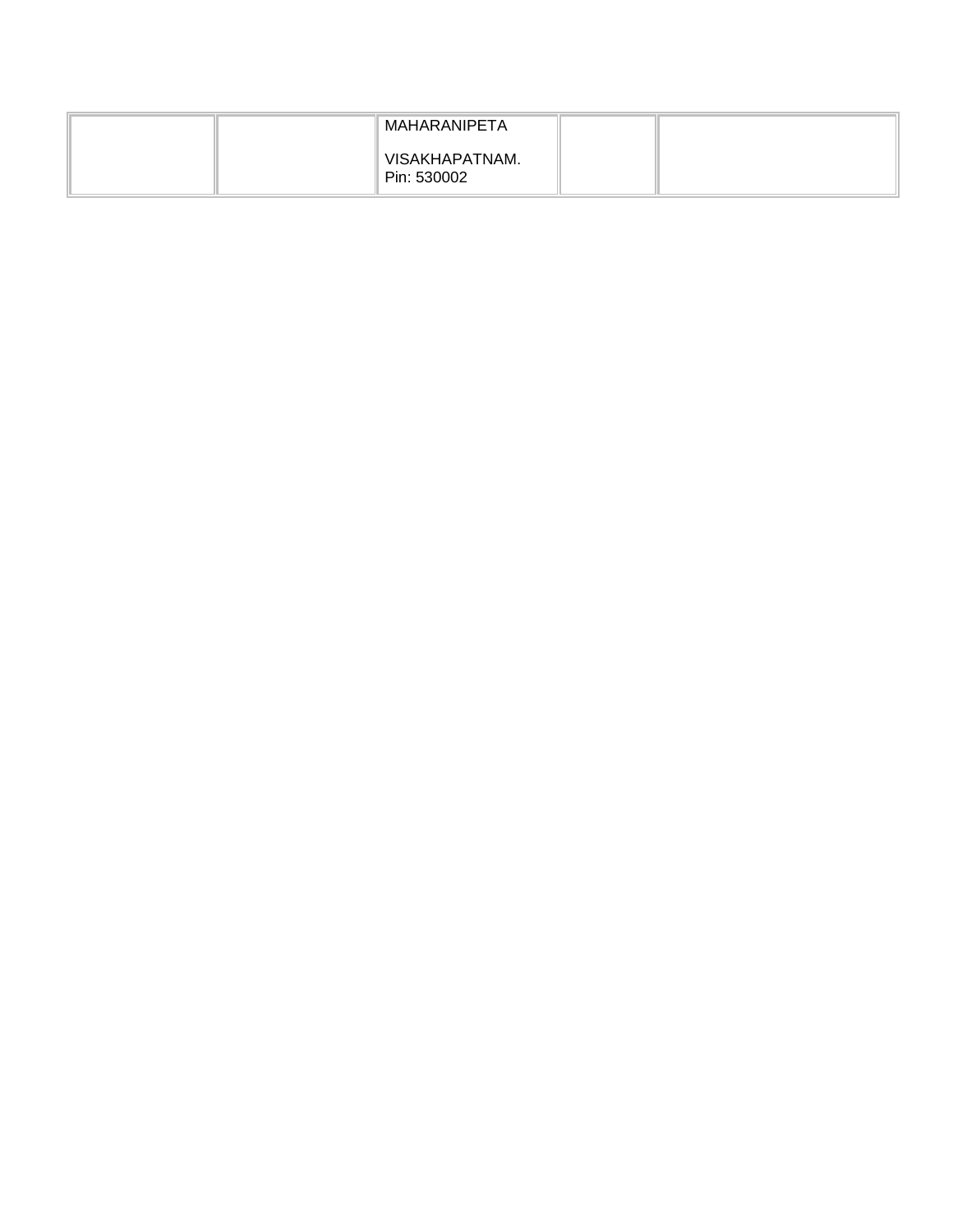| | | | | |
|---|---|---|---|---|
| | | MAHARANIPETA<br><br>VISAKHAPATNAM.<br>Pin: 530002 | | |